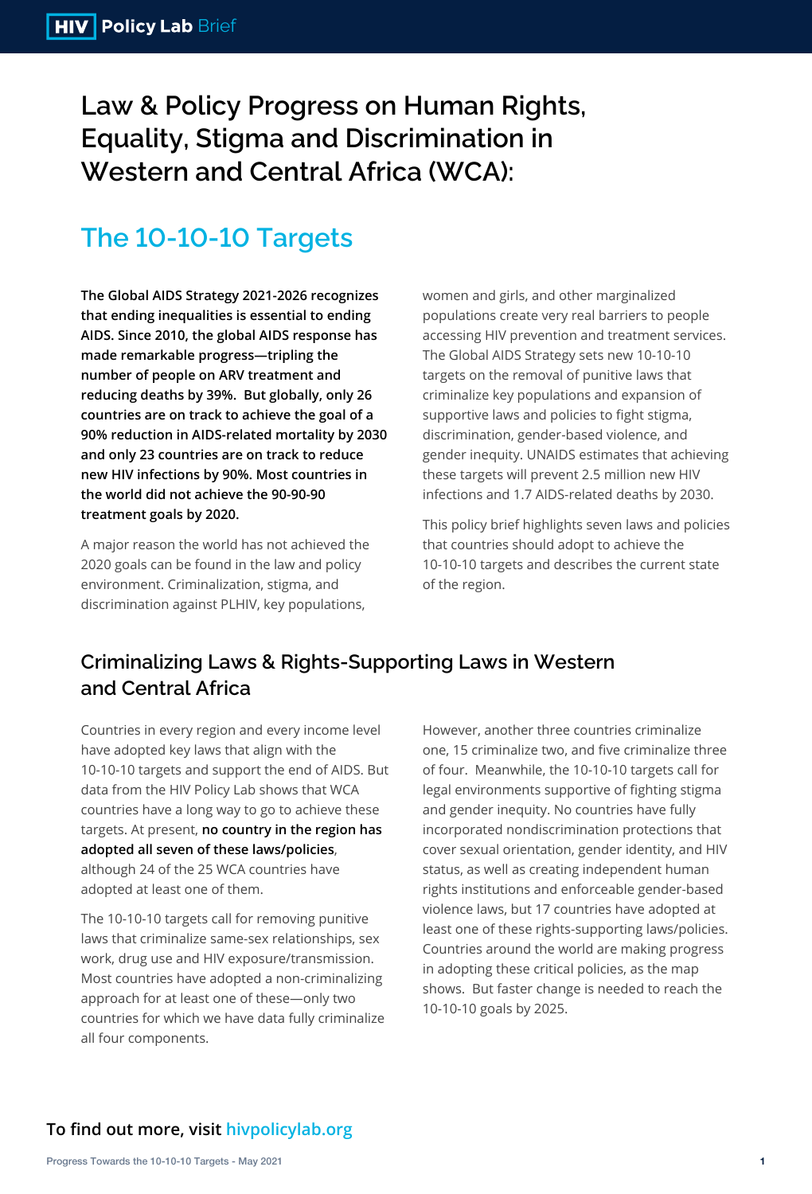# Law & Policy Progress on Human Rights, Equality, Stigma and Discrimination in Western and Central Africa (WCA):

## The 10-10-10 Targets

**The Global AIDS Strategy 2021-2026 recognizes that ending inequalities is essential to ending AIDS. Since 2010, the global AIDS response has made remarkable progress—tripling the number of people on ARV treatment and reducing deaths by 39%. But globally, only 26 countries are on track to achieve the goal of a 90% reduction in AIDS-related mortality by 2030 and only 23 countries are on track to reduce new HIV infections by 90%. Most countries in the world did not achieve the 90-90-90 treatment goals by 2020.**

A major reason the world has not achieved the 2020 goals can be found in the law and policy environment. Criminalization, stigma, and discrimination against PLHIV, key populations, women and girls, and other marginalized populations create very real barriers to people accessing HIV prevention and treatment services. The Global AIDS Strategy sets new 10-10-10 targets on the removal of punitive laws that criminalize key populations and expansion of supportive laws and policies to fight stigma, discrimination, gender-based violence, and gender inequity. UNAIDS estimates that achieving these targets will prevent 2.5 million new HIV infections and 1.7 AIDS-related deaths by 2030.

This policy brief highlights seven laws and policies that countries should adopt to achieve the 10-10-10 targets and describes the current state of the region.

## Criminalizing Laws & Rights-Supporting Laws in Western and Central Africa

Countries in every region and every income level have adopted key laws that align with the 10-10-10 targets and support the end of AIDS. But data from the HIV Policy Lab shows that WCA countries have a long way to go to achieve these targets. At present, **no country in the region has adopted all seven of these laws/policies**, although 24 of the 25 WCA countries have adopted at least one of them.

The 10-10-10 targets call for removing punitive laws that criminalize same-sex relationships, sex work, drug use and HIV exposure/transmission. Most countries have adopted a non-criminalizing approach for at least one of these—only two countries for which we have data fully criminalize all four components. However, another three countries criminalize one, 15 criminalize two, and five criminalize three of four. Meanwhile, the 10-10-10 targets call for legal environments supportive of fighting stigma and gender inequity. No countries have fully incorporated nondiscrimination protections that cover sexual orientation, gender identity, and HIV status, as well as creating independent human rights institutions and enforceable gender-based violence laws, but 17 countries have adopted at least one of these rights-supporting laws/policies. Countries around the world are making progress in adopting these critical policies, as the map shows. But faster change is needed to reach the 10-10-10 goals by 2025.

**To find out more, visit hivpolicylab.org**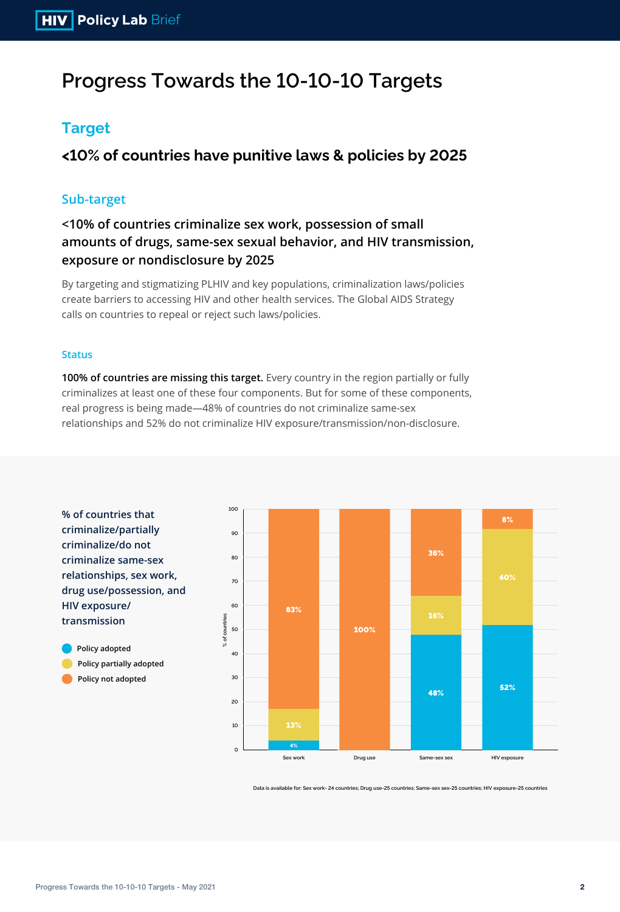# Progress Towards the 10-10-10 Targets

## Target

### <10% of countries have punitive laws & policies by 2025

## Sub-target

### <10% of countries criminalize sex work, possession of small amounts of drugs, same-sex sexual behavior, and HIV transmission, exposure or nondisclosure by 2025

By targeting and stigmatizing PLHIV and key populations, criminalization laws/policies create barriers to accessing HIV and other health services. The Global AIDS Strategy calls on countries to repeal or reject such laws/policies.

#### Status

**100% of countries are missing this target.** Every country in the region partially or fully criminalizes at least one of these four components. But for some of these components, real progress is being made—48% of countries do not criminalize same-sex relationships and 52% do not criminalize HIV exposure/transmission/non-disclosure.

**% of countries that criminalize/partially criminalize/do not criminalize same-sex relationships, sex work, drug use/possession, and HIV exposure/transmission**

| % of countries | Sex work | Drug use | Same-sex sex | HIV exposure |
|---|---|---|---|---|
| Policy adopted | 4% | | 48% | 52% |
| Policy partially adopted | 13% | | 16% | 40% |
| Policy not adopted | 83% | 100% | 36% | 8% |

Data is available for: Sex work- 24 countries; Drug use-25 countries; Same-sex sex-25 countries; HIV exposure-25 countries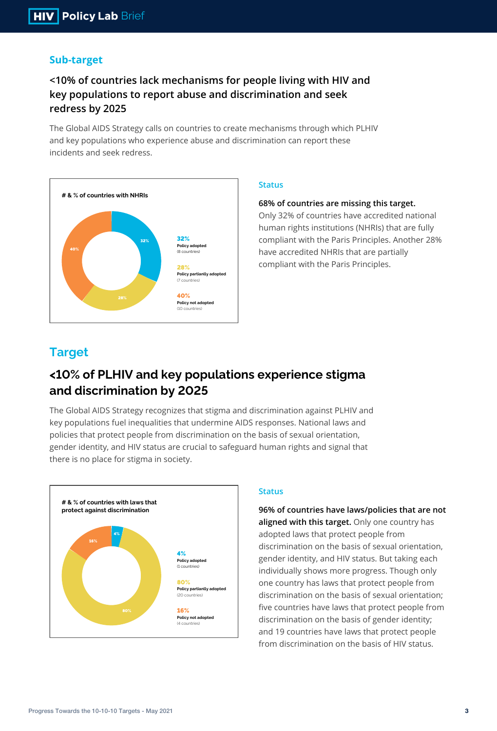## Sub-target

### <10% of countries lack mechanisms for people living with HIV and key populations to report abuse and discrimination and seek redress by 2025

The Global AIDS Strategy calls on countries to create mechanisms through which PLHIV and key populations who experience abuse and discrimination can report these incidents and seek redress.

**# & % of countries with NHRIs**

| % | Status | Countries |
|---|---|---|
| 32% | Policy adopted | (8 countries) |
| 28% | Policy partially adopted | (7 countries) |
| 40% | Policy not adopted | (10 countries) |

### Status

**68% of countries are missing this target.** Only 32% of countries have accredited national human rights institutions (NHRIs) that are fully compliant with the Paris Principles. Another 28% have accredited NHRIs that are partially compliant with the Paris Principles.

## Target

### <10% of PLHIV and key populations experience stigma and discrimination by 2025

The Global AIDS Strategy recognizes that stigma and discrimination against PLHIV and key populations fuel inequalities that undermine AIDS responses. National laws and policies that protect people from discrimination on the basis of sexual orientation, gender identity, and HIV status are crucial to safeguard human rights and signal that there is no place for stigma in society.

**# & % of countries with laws that protect against discrimination**

| % | Status | Countries |
|---|---|---|
| 4% | Policy adopted | (1 countries) |
| 80% | Policy partially adopted | (20 countries) |
| 16% | Policy not adopted | (4 countries) |

### Status

**96% of countries have laws/policies that are not aligned with this target.** Only one country has adopted laws that protect people from discrimination on the basis of sexual orientation, gender identity, and HIV status. But taking each individually shows more progress. Though only one country has laws that protect people from discrimination on the basis of sexual orientation; five countries have laws that protect people from discrimination on the basis of gender identity; and 19 countries have laws that protect people from discrimination on the basis of HIV status.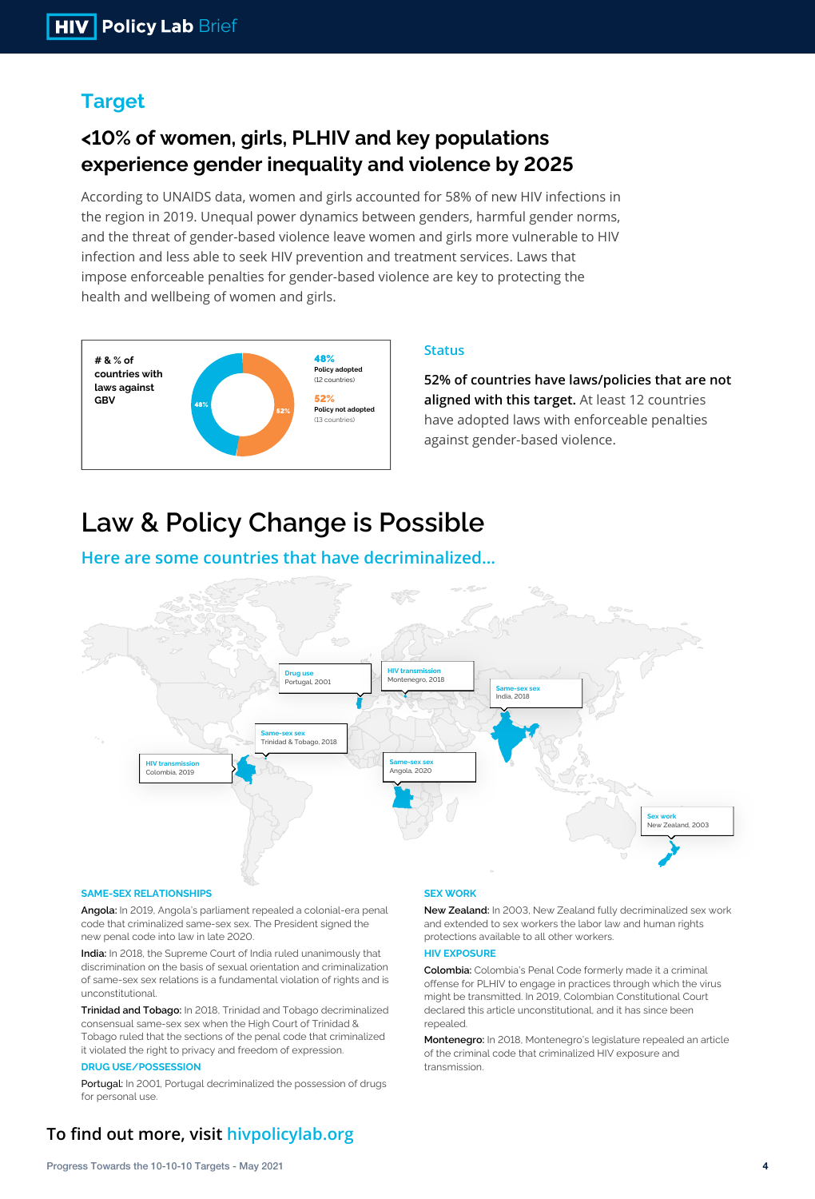## Target

### <10% of women, girls, PLHIV and key populations experience gender inequality and violence by 2025

According to UNAIDS data, women and girls accounted for 58% of new HIV infections in the region in 2019. Unequal power dynamics between genders, harmful gender norms, and the threat of gender-based violence leave women and girls more vulnerable to HIV infection and less able to seek HIV prevention and treatment services. Laws that impose enforceable penalties for gender-based violence are key to protecting the health and wellbeing of women and girls.

**# & % of countries with laws against GBV**

- **48%** Policy adopted (12 countries)
- **52%** Policy not adopted (13 countries)

#### Status

**52% of countries have laws/policies that are not aligned with this target.** At least 12 countries have adopted laws with enforceable penalties against gender-based violence.

# Law & Policy Change is Possible

### Here are some countries that have decriminalized...

- Drug use — Portugal, 2001
- HIV transmission — Montenegro, 2018
- Same-sex sex — India, 2018
- Same-sex sex — Trinidad & Tobago, 2018
- HIV transmission — Colombia, 2019
- Same-sex sex — Angola, 2020
- Sex work — New Zealand, 2003

#### SAME-SEX RELATIONSHIPS

**Angola:** In 2019, Angola's parliament repealed a colonial-era penal code that criminalized same-sex sex. The President signed the new penal code into law in late 2020.

**India:** In 2018, the Supreme Court of India ruled unanimously that discrimination on the basis of sexual orientation and criminalization of same-sex sex relations is a fundamental violation of rights and is unconstitutional.

**Trinidad and Tobago:** In 2018, Trinidad and Tobago decriminalized consensual same-sex sex when the High Court of Trinidad & Tobago ruled that the sections of the penal code that criminalized it violated the right to privacy and freedom of expression.

#### DRUG USE/POSSESSION

**Portugal:** In 2001, Portugal decriminalized the possession of drugs for personal use.

#### SEX WORK

**New Zealand:** In 2003, New Zealand fully decriminalized sex work and extended to sex workers the labor law and human rights protections available to all other workers.

#### HIV EXPOSURE

**Colombia:** Colombia's Penal Code formerly made it a criminal offense for PLHIV to engage in practices through which the virus might be transmitted. In 2019, Colombian Constitutional Court declared this article unconstitutional, and it has since been repealed.

**Montenegro:** In 2018, Montenegro's legislature repealed an article of the criminal code that criminalized HIV exposure and transmission.

### To find out more, visit hivpolicylab.org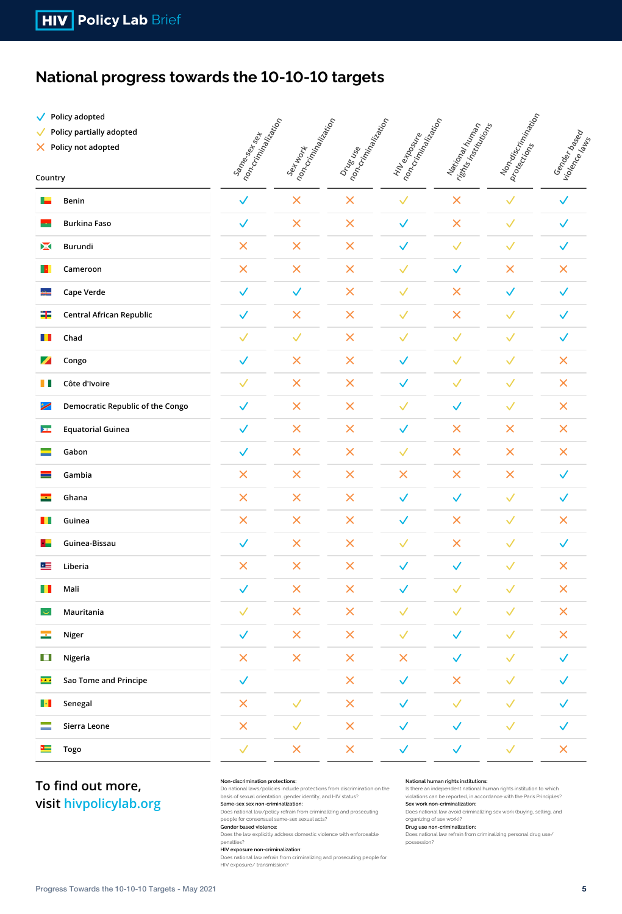## National progress towards the 10-10-10 targets

✓ Policy adopted
✓ Policy partially adopted (yellow)
✗ Policy not adopted

| Country | Same-sex sex non-criminalization | Sex work non-criminalization | Drug use non-criminalization | HIV exposure non-criminalization | National human rights institutions | Non-discrimination protections | Gender based violence laws |
|---|---|---|---|---|---|---|---|
| Benin | ✓ | ✗ | ✗ | ✓ (partial) | ✗ | ✓ (partial) | ✓ |
| Burkina Faso | ✓ | ✗ | ✗ | ✓ | ✗ | ✓ (partial) | ✓ |
| Burundi | ✗ | ✗ | ✗ | ✓ | ✓ (partial) | ✓ (partial) | ✓ |
| Cameroon | ✗ | ✗ | ✗ | ✓ (partial) | ✓ | ✗ | ✗ |
| Cape Verde | ✓ | ✓ | ✗ | ✓ (partial) | ✗ | ✓ | ✓ |
| Central African Republic | ✓ | ✗ | ✗ | ✓ (partial) | ✗ | ✓ (partial) | ✓ |
| Chad | ✓ (partial) | ✓ (partial) | ✗ | ✓ (partial) | ✓ (partial) | ✓ (partial) | ✓ |
| Congo | ✓ | ✗ | ✗ | ✓ | ✓ (partial) | ✓ (partial) | ✗ |
| Côte d'Ivoire | ✓ (partial) | ✗ | ✗ | ✓ | ✓ (partial) | ✓ (partial) | ✗ |
| Democratic Republic of the Congo | ✓ | ✗ | ✗ | ✓ (partial) | ✓ | ✓ (partial) | ✗ |
| Equatorial Guinea | ✓ | ✗ | ✗ | ✓ | ✗ | ✗ | ✗ |
| Gabon | ✓ | ✗ | ✗ | ✓ (partial) | ✗ | ✗ | ✗ |
| Gambia | ✗ | ✗ | ✗ | ✗ | ✗ | ✗ | ✓ |
| Ghana | ✗ | ✗ | ✗ | ✓ | ✓ | ✓ (partial) | ✓ |
| Guinea | ✗ | ✗ | ✗ | ✓ | ✗ | ✓ (partial) | ✗ |
| Guinea-Bissau | ✓ | ✗ | ✗ | ✓ (partial) | ✗ | ✓ (partial) | ✓ |
| Liberia | ✗ | ✗ | ✗ | ✓ | ✓ | ✓ (partial) | ✗ |
| Mali | ✓ | ✗ | ✗ | ✓ | ✓ (partial) | ✓ (partial) | ✗ |
| Mauritania | ✓ (partial) | ✗ | ✗ | ✓ (partial) | ✓ (partial) | ✓ (partial) | ✗ |
| Niger | ✓ | ✗ | ✗ | ✓ (partial) | ✓ | ✓ (partial) | ✗ |
| Nigeria | ✗ | ✗ | ✗ | ✗ | ✓ | ✓ (partial) | ✓ |
| Sao Tome and Principe | ✓ | | ✗ | ✓ | ✗ | ✓ (partial) | ✓ |
| Senegal | ✗ | ✓ (partial) | ✗ | ✓ | ✓ (partial) | ✓ (partial) | ✓ |
| Sierra Leone | ✗ | ✓ (partial) | ✗ | ✓ | ✓ | ✓ (partial) | ✓ |
| Togo | ✓ (partial) | ✗ | ✗ | ✓ | ✓ | ✓ (partial) | ✗ |

To find out more, visit hivpolicylab.org

**Non-discrimination protections:**
Do national laws/policies include protections from discrimination on the basis of sexual orientation, gender identity, and HIV status?

**Same-sex sex non-criminalization:**
Does national law/policy refrain from criminalizing and prosecuting people for consensual same-sex sexual acts?

**Gender based violence:**
Does the law explicitly address domestic violence with enforceable penalties?

**HIV exposure non-criminalization:**
Does national law refrain from criminalizing and prosecuting people for HIV exposure/ transmission?

**National human rights institutions:**
Is there an independent national human rights institution to which violations can be reported, in accordance with the Paris Principles?

**Sex work non-criminalization:**
Does national law avoid criminalizing sex work (buying, selling, and organizing of sex work)?

**Drug use non-criminalization:**
Does national law refrain from criminalizing personal drug use/ possession?